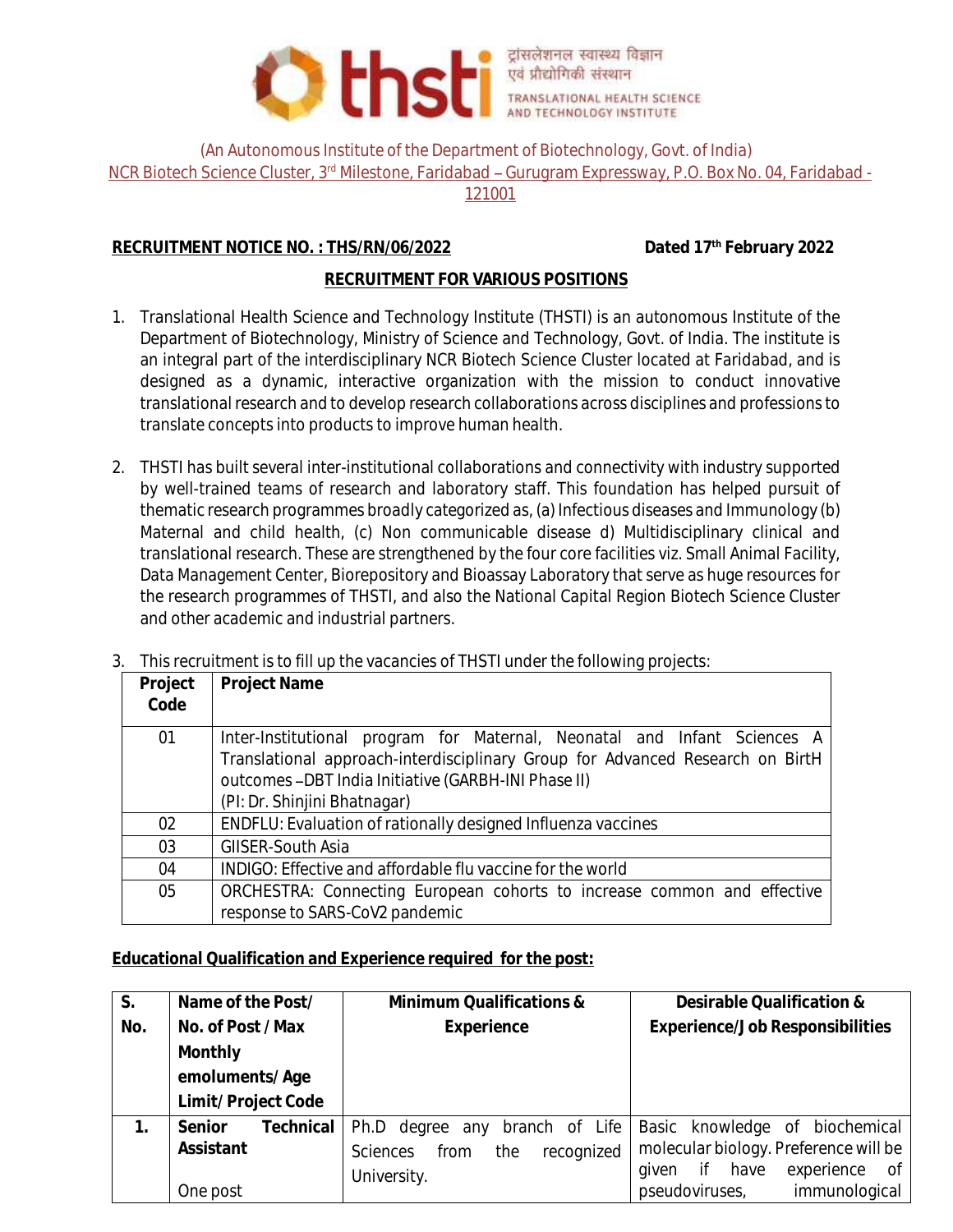thsti

ट्रांसलेशनल स्वास्थ्य विज्ञान एवं प्रौद्योगिकी संस्थान

TRANSLATIONAL HEALTH SCIENCE AND TECHNOLOGY INSTITUTE

(An Autonomous Institute of the Department of Biotechnology, Govt. of India)
NCR Biotech Science Cluster, 3rd Milestone, Faridabad – Gurugram Expressway, P.O. Box No. 04, Faridabad - 121001

**RECRUITMENT NOTICE NO. : THS/RN/06/2022** **Dated 17th February 2022**

**RECRUITMENT FOR VARIOUS POSITIONS**

1. Translational Health Science and Technology Institute (THSTI) is an autonomous Institute of the Department of Biotechnology, Ministry of Science and Technology, Govt. of India. The institute is an integral part of the interdisciplinary NCR Biotech Science Cluster located at Faridabad, and is designed as a dynamic, interactive organization with the mission to conduct innovative translational research and to develop research collaborations across disciplines and professions to translate concepts into products to improve human health.

2. THSTI has built several inter-institutional collaborations and connectivity with industry supported by well-trained teams of research and laboratory staff. This foundation has helped pursuit of thematic research programmes broadly categorized as, (a) Infectious diseases and Immunology (b) Maternal and child health, (c) Non communicable disease d) Multidisciplinary clinical and translational research. These are strengthened by the four core facilities viz. Small Animal Facility, Data Management Center, Biorepository and Bioassay Laboratory that serve as huge resources for the research programmes of THSTI, and also the National Capital Region Biotech Science Cluster and other academic and industrial partners.

3. This recruitment is to fill up the vacancies of THSTI under the following projects:

| Project Code | Project Name |
|---|---|
| 01 | Inter-Institutional program for Maternal, Neonatal and Infant Sciences A Translational approach-interdisciplinary Group for Advanced Research on BirtH outcomes –DBT India Initiative (GARBH-INI Phase II)<br>(PI: Dr. Shinjini Bhatnagar) |
| 02 | ENDFLU: Evaluation of rationally designed Influenza vaccines |
| 03 | GIISER-South Asia |
| 04 | INDIGO: Effective and affordable flu vaccine for the world |
| 05 | ORCHESTRA: Connecting European cohorts to increase common and effective response to SARS-CoV2 pandemic |

**Educational Qualification and Experience required for the post:**

| S. No. | Name of the Post/ No. of Post / Max Monthly emoluments/ Age Limit/ Project Code | Minimum Qualifications & Experience | Desirable Qualification & Experience/Job Responsibilities |
|---|---|---|---|
| 1. | **Senior Technical Assistant**<br><br>One post | Ph.D degree any branch of Life Sciences from the recognized University. | Basic knowledge of biochemical molecular biology. Preference will be given if have experience of pseudoviruses, immunological |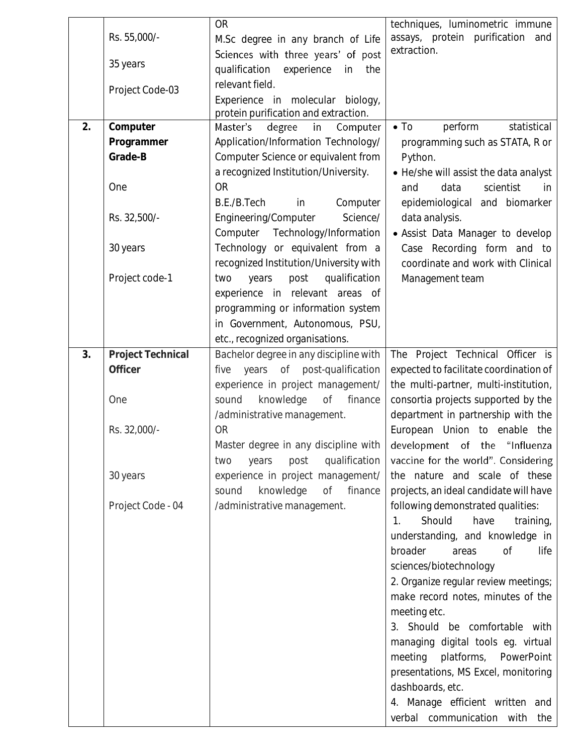| | | | |
|---|---|---|---|
| | Rs. 55,000/-<br><br>35 years<br><br>Project Code-03 | OR<br>M.Sc degree in any branch of Life Sciences with three years' of post qualification experience in the relevant field.<br>Experience in molecular biology, protein purification and extraction. | techniques, luminometric immune assays, protein purification and extraction. |
| **2.** | **Computer Programmer Grade-B**<br><br>One<br><br>Rs. 32,500/-<br><br>30 years<br><br>Project code-1 | Master's degree in Computer Application/Information Technology/ Computer Science or equivalent from a recognized Institution/University.<br>OR<br>B.E./B.Tech in Computer Engineering/Computer Science/ Computer Technology/Information Technology or equivalent from a recognized Institution/University with two years post qualification experience in relevant areas of programming or information system in Government, Autonomous, PSU, etc., recognized organisations. | • To perform statistical programming such as STATA, R or Python.<br>• He/she will assist the data analyst and data scientist in epidemiological and biomarker data analysis.<br>• Assist Data Manager to develop Case Recording form and to coordinate and work with Clinical Management team |
| **3.** | **Project Technical Officer**<br><br>One<br><br>Rs. 32,000/-<br><br>30 years<br><br>Project Code - 04 | Bachelor degree in any discipline with five years of post-qualification experience in project management/ sound knowledge of finance /administrative management.<br>OR<br>Master degree in any discipline with two years post qualification experience in project management/ sound knowledge of finance /administrative management. | The Project Technical Officer is expected to facilitate coordination of the multi-partner, multi-institution, consortia projects supported by the department in partnership with the European Union to enable the development of the "Influenza vaccine for the world". Considering the nature and scale of these projects, an ideal candidate will have following demonstrated qualities:<br>1. Should have training, understanding, and knowledge in broader areas of life sciences/biotechnology<br>2. Organize regular review meetings; make record notes, minutes of the meeting etc.<br>3. Should be comfortable with managing digital tools eg. virtual meeting platforms, PowerPoint presentations, MS Excel, monitoring dashboards, etc.<br>4. Manage efficient written and verbal communication with the |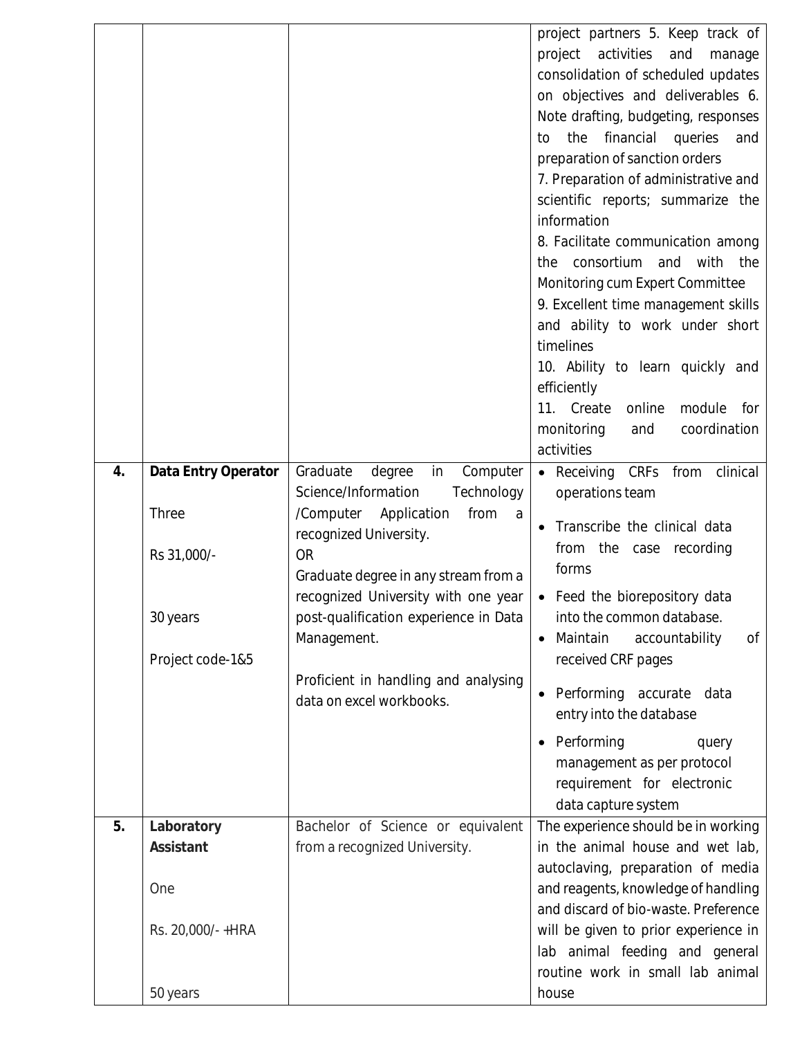| | | | |
|---|---|---|---|
| | | | project partners 5. Keep track of project activities and manage consolidation of scheduled updates on objectives and deliverables 6. Note drafting, budgeting, responses to the financial queries and preparation of sanction orders<br>7. Preparation of administrative and scientific reports; summarize the information<br>8. Facilitate communication among the consortium and with the Monitoring cum Expert Committee<br>9. Excellent time management skills and ability to work under short timelines<br>10. Ability to learn quickly and efficiently<br>11. Create online module for monitoring and coordination activities |
| **4.** | **Data Entry Operator**<br><br>Three<br><br>Rs 31,000/-<br><br>30 years<br><br>Project code-1&5 | Graduate degree in Computer Science/Information Technology /Computer Application from a recognized University.<br>OR<br>Graduate degree in any stream from a recognized University with one year post-qualification experience in Data Management.<br><br>Proficient in handling and analysing data on excel workbooks. | • Receiving CRFs from clinical operations team<br>• Transcribe the clinical data from the case recording forms<br>• Feed the biorepository data into the common database.<br>• Maintain accountability of received CRF pages<br>• Performing accurate data entry into the database<br>• Performing query management as per protocol requirement for electronic data capture system |
| **5.** | **Laboratory Assistant**<br><br>One<br><br>Rs. 20,000/- +HRA<br><br>50 years | Bachelor of Science or equivalent from a recognized University. | The experience should be in working in the animal house and wet lab, autoclaving, preparation of media and reagents, knowledge of handling and discard of bio-waste. Preference will be given to prior experience in lab animal feeding and general routine work in small lab animal house |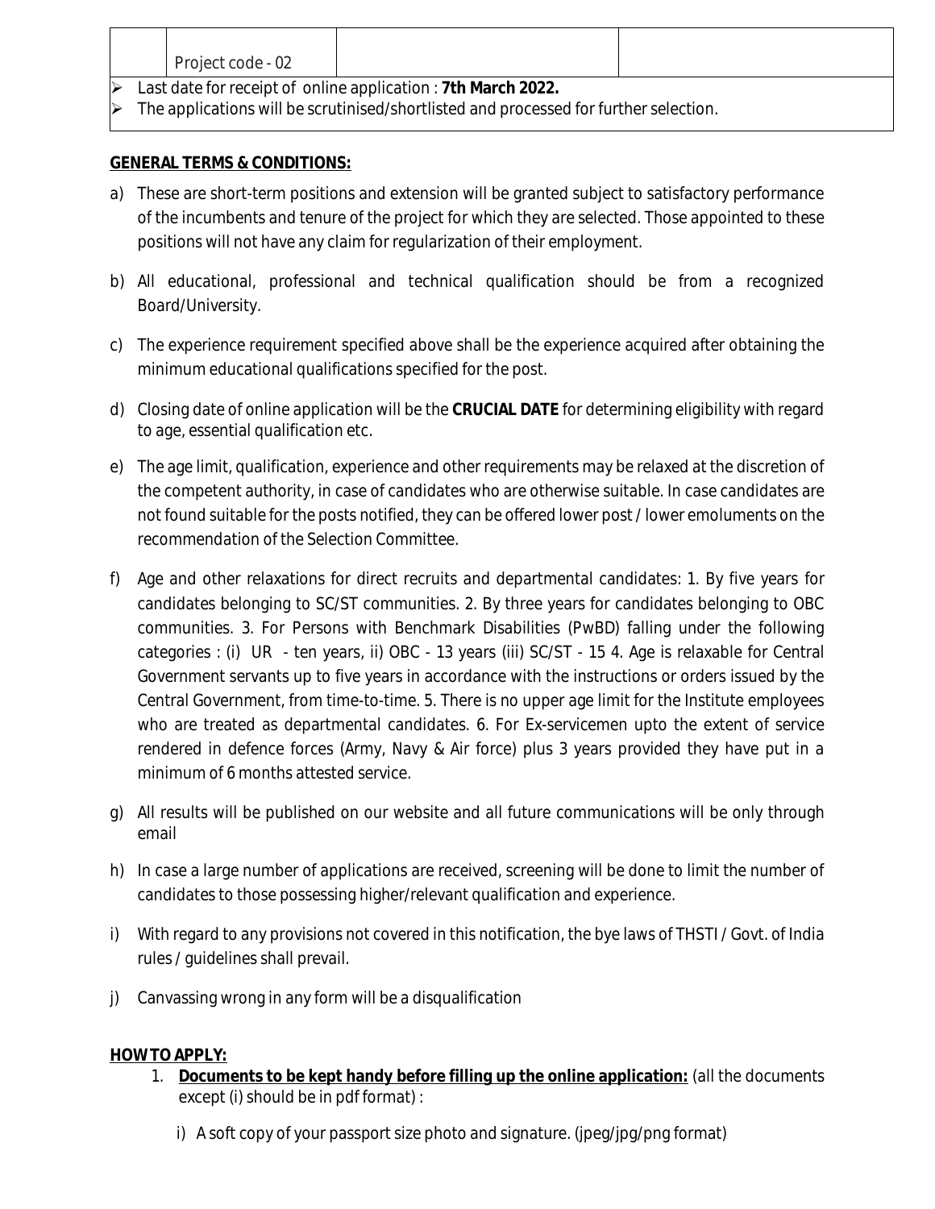| | Project code - 02 | | |
|---|---|---|---|

- Last date for receipt of online application : **7th March 2022.**
- The applications will be scrutinised/shortlisted and processed for further selection.

**GENERAL TERMS & CONDITIONS:**

a) These are short-term positions and extension will be granted subject to satisfactory performance of the incumbents and tenure of the project for which they are selected. Those appointed to these positions will not have any claim for regularization of their employment.

b) All educational, professional and technical qualification should be from a recognized Board/University.

c) The experience requirement specified above shall be the experience acquired after obtaining the minimum educational qualifications specified for the post.

d) Closing date of online application will be the **CRUCIAL DATE** for determining eligibility with regard to age, essential qualification etc.

e) The age limit, qualification, experience and other requirements may be relaxed at the discretion of the competent authority, in case of candidates who are otherwise suitable. In case candidates are not found suitable for the posts notified, they can be offered lower post / lower emoluments on the recommendation of the Selection Committee.

f) Age and other relaxations for direct recruits and departmental candidates: 1. By five years for candidates belonging to SC/ST communities. 2. By three years for candidates belonging to OBC communities. 3. For Persons with Benchmark Disabilities (PwBD) falling under the following categories : (i) UR - ten years, ii) OBC - 13 years (iii) SC/ST - 15 4. Age is relaxable for Central Government servants up to five years in accordance with the instructions or orders issued by the Central Government, from time-to-time. 5. There is no upper age limit for the Institute employees who are treated as departmental candidates. 6. For Ex-servicemen upto the extent of service rendered in defence forces (Army, Navy & Air force) plus 3 years provided they have put in a minimum of 6 months attested service.

g) All results will be published on our website and all future communications will be only through email

h) In case a large number of applications are received, screening will be done to limit the number of candidates to those possessing higher/relevant qualification and experience.

i) With regard to any provisions not covered in this notification, the bye laws of THSTI / Govt. of India rules / guidelines shall prevail.

j) Canvassing wrong in any form will be a disqualification

**HOW TO APPLY:**

1. **Documents to be kept handy before filling up the online application:** (all the documents except (i) should be in pdf format) :

   i) A soft copy of your passport size photo and signature. (jpeg/jpg/png format)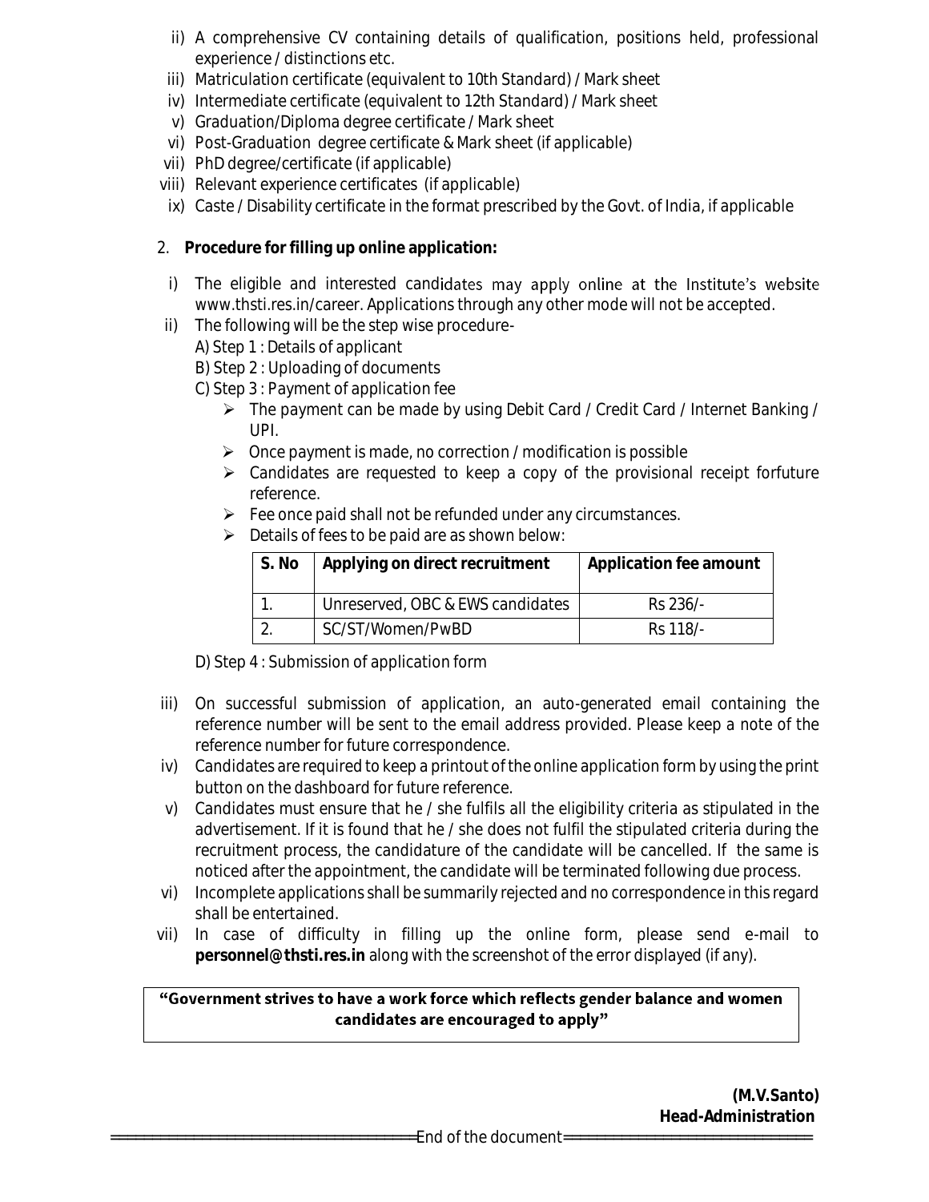- ii) A comprehensive CV containing details of qualification, positions held, professional experience / distinctions etc.
- iii) Matriculation certificate (equivalent to 10th Standard) / Mark sheet
- iv) Intermediate certificate (equivalent to 12th Standard) / Mark sheet
- v) Graduation/Diploma degree certificate / Mark sheet
- vi) Post-Graduation degree certificate & Mark sheet (if applicable)
- vii) PhD degree/certificate (if applicable)
- viii) Relevant experience certificates (if applicable)
- ix) Caste / Disability certificate in the format prescribed by the Govt. of India, if applicable

2. **Procedure for filling up online application:**

- i) The eligible and interested candidates may apply online at the Institute's website www.thsti.res.in/career. Applications through any other mode will not be accepted.
- ii) The following will be the step wise procedure-
  - A) Step 1 : Details of applicant
  - B) Step 2 : Uploading of documents
  - C) Step 3 : Payment of application fee
    - ➢ The payment can be made by using Debit Card / Credit Card / Internet Banking / UPI.
    - ➢ Once payment is made, no correction / modification is possible
    - ➢ Candidates are requested to keep a copy of the provisional receipt forfuture reference.
    - ➢ Fee once paid shall not be refunded under any circumstances.
    - ➢ Details of fees to be paid are as shown below:

| S. No | Applying on direct recruitment | Application fee amount |
|---|---|---|
| 1. | Unreserved, OBC & EWS candidates | Rs 236/- |
| 2. | SC/ST/Women/PwBD | Rs 118/- |

  - D) Step 4 : Submission of application form

- iii) On successful submission of application, an auto-generated email containing the reference number will be sent to the email address provided. Please keep a note of the reference number for future correspondence.
- iv) Candidates are required to keep a printout of the online application form by using the print button on the dashboard for future reference.
- v) Candidates must ensure that he / she fulfils all the eligibility criteria as stipulated in the advertisement. If it is found that he / she does not fulfil the stipulated criteria during the recruitment process, the candidature of the candidate will be cancelled. If the same is noticed after the appointment, the candidate will be terminated following due process.
- vi) Incomplete applications shall be summarily rejected and no correspondence in this regard shall be entertained.
- vii) In case of difficulty in filling up the online form, please send e-mail to **personnel@thsti.res.in** along with the screenshot of the error displayed (if any).

**"Government strives to have a work force which reflects gender balance and women candidates are encouraged to apply"**

**(M.V.Santo)**
**Head-Administration**

==========End of the document==========